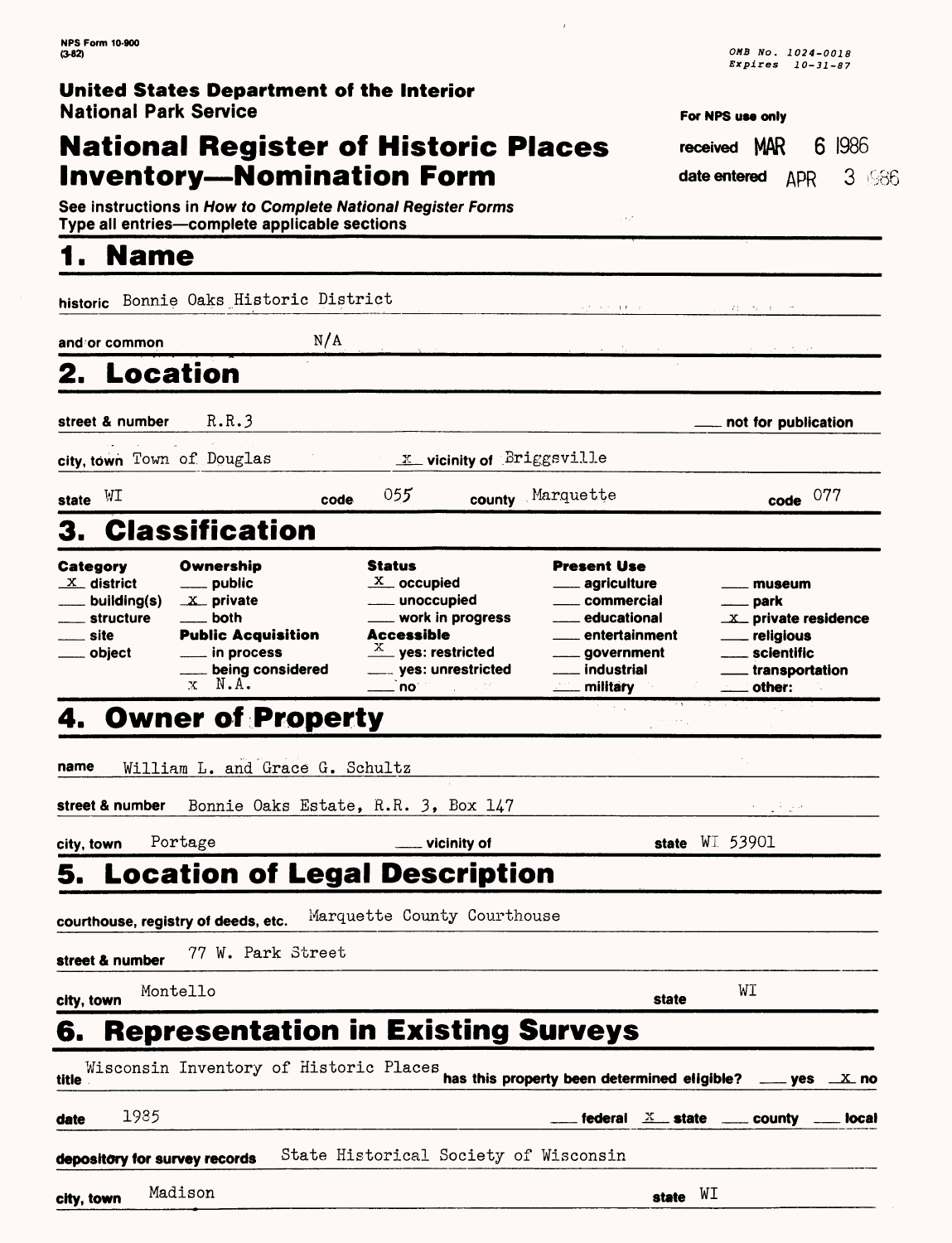NPS Form 10-900
(3-82)

OMB No. 1024-0018
Expires 10-31-87

**United States Department of the Interior**
**National Park Service**

# National Register of Historic Places Inventory—Nomination Form

For NPS use only

received MAR 6 1986

date entered APR 3 1986

See instructions in *How to Complete National Register Forms*
Type all entries—complete applicable sections

## 1. Name

historic Bonnie Oaks Historic District

and/or common N/A

## 2. Location

street & number R.R.3 ___ not for publication

city, town Town of Douglas x vicinity of Briggsville

state WI code 055 county Marquette code 077

## 3. Classification

| Category | Ownership | Status | Present Use | |
|---|---|---|---|---|
| x district | ___ public | x occupied | ___ agriculture | ___ museum |
| ___ building(s) | x private | ___ unoccupied | ___ commercial | ___ park |
| ___ structure | ___ both | ___ work in progress | ___ educational | x private residence |
| ___ site | **Public Acquisition** | **Accessible** | ___ entertainment | ___ religious |
| ___ object | ___ in process | x yes: restricted | ___ government | ___ scientific |
| | ___ being considered | ___ yes: unrestricted | ___ industrial | ___ transportation |
| | x N.A. | ___ no | ___ military | ___ other: |

## 4. Owner of Property

name William L. and Grace G. Schultz

street & number Bonnie Oaks Estate, R.R. 3, Box 147

city, town Portage ___ vicinity of state WI 53901

## 5. Location of Legal Description

courthouse, registry of deeds, etc. Marquette County Courthouse

street & number 77 W. Park Street

city, town Montello state WI

## 6. Representation in Existing Surveys

title Wisconsin Inventory of Historic Places has this property been determined eligible? ___ yes x no

date 1985 ___ federal x state ___ county ___ local

depository for survey records State Historical Society of Wisconsin

city, town Madison state WI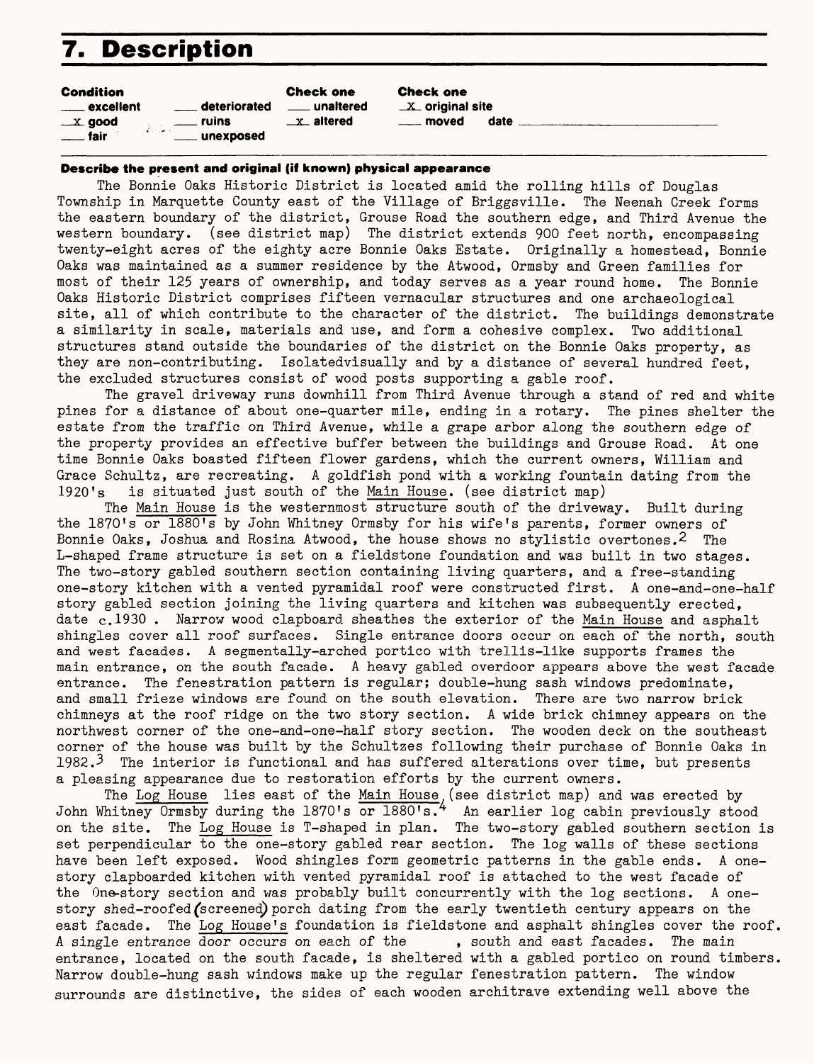# 7. Description

**Condition**
___ excellent
_x_ good
___ fair

___ deteriorated
___ ruins
___ unexposed

**Check one**
___ unaltered
_x_ altered

**Check one**
_x_ original site
___ moved date ___________

**Describe the present and original (if known) physical appearance**

The Bonnie Oaks Historic District is located amid the rolling hills of Douglas Township in Marquette County east of the Village of Briggsville. The Neenah Creek forms the eastern boundary of the district, Grouse Road the southern edge, and Third Avenue the western boundary. (see district map) The district extends 900 feet north, encompassing twenty-eight acres of the eighty acre Bonnie Oaks Estate. Originally a homestead, Bonnie Oaks was maintained as a summer residence by the Atwood, Ormsby and Green families for most of their 125 years of ownership, and today serves as a year round home. The Bonnie Oaks Historic District comprises fifteen vernacular structures and one archaeological site, all of which contribute to the character of the district. The buildings demonstrate a similarity in scale, materials and use, and form a cohesive complex. Two additional structures stand outside the boundaries of the district on the Bonnie Oaks property, as they are non-contributing. Isolatedvisually and by a distance of several hundred feet, the excluded structures consist of wood posts supporting a gable roof.

The gravel driveway runs downhill from Third Avenue through a stand of red and white pines for a distance of about one-quarter mile, ending in a rotary. The pines shelter the estate from the traffic on Third Avenue, while a grape arbor along the southern edge of the property provides an effective buffer between the buildings and Grouse Road. At one time Bonnie Oaks boasted fifteen flower gardens, which the current owners, William and Grace Schultz, are recreating. A goldfish pond with a working fountain dating from the 1920's is situated just south of the Main House. (see district map)

The Main House is the westernmost structure south of the driveway. Built during the 1870's or 1880's by John Whitney Ormsby for his wife's parents, former owners of Bonnie Oaks, Joshua and Rosina Atwood, the house shows no stylistic overtones.[2] The L-shaped frame structure is set on a fieldstone foundation and was built in two stages. The two-story gabled southern section containing living quarters, and a free-standing one-story kitchen with a vented pyramidal roof were constructed first. A one-and-one-half story gabled section joining the living quarters and kitchen was subsequently erected, date c.1930 . Narrow wood clapboard sheathes the exterior of the Main House and asphalt shingles cover all roof surfaces. Single entrance doors occur on each of the north, south and west facades. A segmentally-arched portico with trellis-like supports frames the main entrance, on the south facade. A heavy gabled overdoor appears above the west facade entrance. The fenestration pattern is regular; double-hung sash windows predominate, and small frieze windows are found on the south elevation. There are two narrow brick chimneys at the roof ridge on the two story section. A wide brick chimney appears on the northwest corner of the one-and-one-half story section. The wooden deck on the southeast corner of the house was built by the Schultzes following their purchase of Bonnie Oaks in 1982.[3] The interior is functional and has suffered alterations over time, but presents a pleasing appearance due to restoration efforts by the current owners.

The Log House lies east of the Main House,(see district map) and was erected by John Whitney Ormsby during the 1870's or 1880's.[4] An earlier log cabin previously stood on the site. The Log House is T-shaped in plan. The two-story gabled southern section is set perpendicular to the one-story gabled rear section. The log walls of these sections have been left exposed. Wood shingles form geometric patterns in the gable ends. A one-story clapboarded kitchen with vented pyramidal roof is attached to the west facade of the One-story section and was probably built concurrently with the log sections. A one-story shed-roofed(screened) porch dating from the early twentieth century appears on the east facade. The Log House's foundation is fieldstone and asphalt shingles cover the roof. A single entrance door occurs on each of the , south and east facades. The main entrance, located on the south facade, is sheltered with a gabled portico on round timbers. Narrow double-hung sash windows make up the regular fenestration pattern. The window surrounds are distinctive, the sides of each wooden architrave extending well above the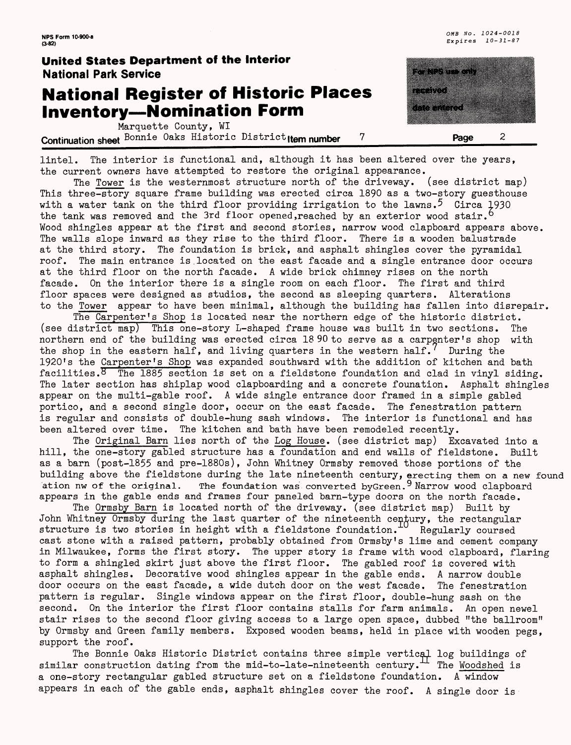lintel. The interior is functional and, although it has been altered over the years, the current owners have attempted to restore the original appearance.

The Tower is the westernmost structure north of the driveway. (see district map) This three-story square frame building was erected circa 1890 as a two-story guesthouse with a water tank on the third floor providing irrigation to the lawns.[5] Circa 1930 the tank was removed and the 3rd floor opened,reached by an exterior wood stair.[6] Wood shingles appear at the first and second stories, narrow wood clapboard appears above. The walls slope inward as they rise to the third floor. There is a wooden balustrade at the third story. The foundation is brick, and asphalt shingles cover the pyramidal roof. The main entrance is located on the east facade and a single entrance door occurs at the third floor on the north facade. A wide brick chimney rises on the north facade. On the interior there is a single room on each floor. The first and third floor spaces were designed as studios, the second as sleeping quarters. Alterations to the Tower appear to have been minimal, although the building has fallen into disrepair.

The Carpenter's Shop is located near the northern edge of the historic district. (see district map) This one-story L-shaped frame house was built in two sections. The northern end of the building was erected circa 1890 to serve as a carpenter's shop with the shop in the eastern half, and living quarters in the western half.[7] During the 1920's the Carpenter's Shop was expanded southward with the addition of kitchen and bath facilities.[8] The 1885 section is set on a fieldstone foundation and clad in vinyl siding. The later section has shiplap wood clapboarding and a concrete founation. Asphalt shingles appear on the multi-gable roof. A wide single entrance door framed in a simple gabled portico, and a second single door, occur on the east facade. The fenestration pattern is regular and consists of double-hung sash windows. The interior is functional and has been altered over time. The kitchen and bath have been remodeled recently.

The Original Barn lies north of the Log House. (see district map) Excavated into a hill, the one-story gabled structure has a foundation and end walls of fieldstone. Built as a barn (post-1855 and pre-1880s), John Whitney Ormsby removed those portions of the building above the fieldstone during the late nineteenth century, erecting them on a new foundation nw of the original. The foundation was converted byGreen.[9] Narrow wood clapboard appears in the gable ends and frames four paneled barn-type doors on the north facade.

The Ormsby Barn is located north of the driveway. (see district map) Built by John Whitney Ormsby during the last quarter of the nineteenth century, the rectangular structure is two stories in height with a fieldstone foundation.[10] Regularly coursed cast stone with a raised pattern, probably obtained from Ormsby's lime and cement company in Milwaukee, forms the first story. The upper story is frame with wood clapboard, flaring to form a shingled skirt just above the first floor. The gabled roof is covered with asphalt shingles. Decorative wood shingles appear in the gable ends. A narrow double door occurs on the east facade, a wide dutch door on the west facade. The fenestration pattern is regular. Single windows appear on the first floor, double-hung sash on the second. On the interior the first floor contains stalls for farm animals. An open newel stair rises to the second floor giving access to a large open space, dubbed "the ballroom" by Ormsby and Green family members. Exposed wooden beams, held in place with wooden pegs, support the roof.

The Bonnie Oaks Historic District contains three simple vertical log buildings of similar construction dating from the mid-to-late-nineteenth century.[11] The Woodshed is a one-story rectangular gabled structure set on a fieldstone foundation. A window appears in each of the gable ends, asphalt shingles cover the roof. A single door is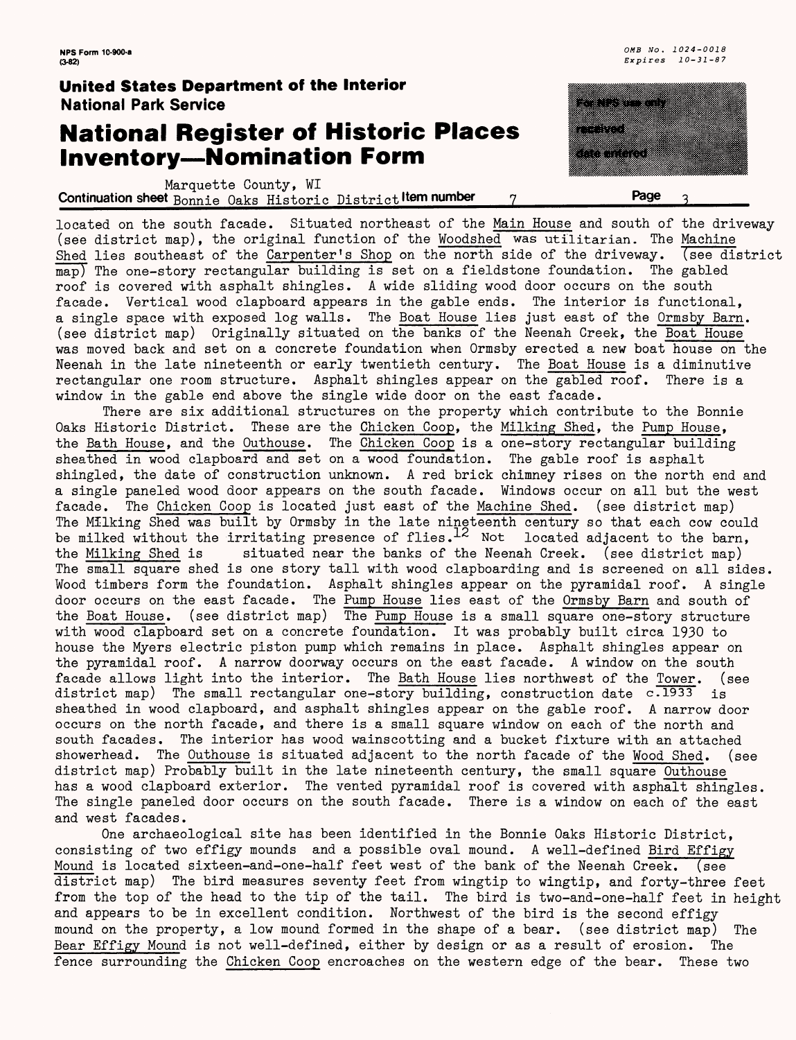located on the south facade. Situated northeast of the Main House and south of the driveway (see district map), the original function of the Woodshed was utilitarian. The Machine Shed lies southeast of the Carpenter's Shop on the north side of the driveway. (see district map) The one-story rectangular building is set on a fieldstone foundation. The gabled roof is covered with asphalt shingles. A wide sliding wood door occurs on the south facade. Vertical wood clapboard appears in the gable ends. The interior is functional, a single space with exposed log walls. The Boat House lies just east of the Ormsby Barn. (see district map) Originally situated on the banks of the Neenah Creek, the Boat House was moved back and set on a concrete foundation when Ormsby erected a new boat house on the Neenah in the late nineteenth or early twentieth century. The Boat House is a diminutive rectangular one room structure. Asphalt shingles appear on the gabled roof. There is a window in the gable end above the single wide door on the east facade.

There are six additional structures on the property which contribute to the Bonnie Oaks Historic District. These are the Chicken Coop, the Milking Shed, the Pump House, the Bath House, and the Outhouse. The Chicken Coop is a one-story rectangular building sheathed in wood clapboard and set on a wood foundation. The gable roof is asphalt shingled, the date of construction unknown. A red brick chimney rises on the north end and a single paneled wood door appears on the south facade. Windows occur on all but the west facade. The Chicken Coop is located just east of the Machine Shed. (see district map) The Milking Shed was built by Ormsby in the late nineteenth century so that each cow could be milked without the irritating presence of flies.[12] Not located adjacent to the barn, the Milking Shed is situated near the banks of the Neenah Creek. (see district map) The small square shed is one story tall with wood clapboarding and is screened on all sides. Wood timbers form the foundation. Asphalt shingles appear on the pyramidal roof. A single door occurs on the east facade. The Pump House lies east of the Ormsby Barn and south of the Boat House. (see district map) The Pump House is a small square one-story structure with wood clapboard set on a concrete foundation. It was probably built circa 1930 to house the Myers electric piston pump which remains in place. Asphalt shingles appear on the pyramidal roof. A narrow doorway occurs on the east facade. A window on the south facade allows light into the interior. The Bath House lies northwest of the Tower. (see district map) The small rectangular one-story building, construction date c.1933 is sheathed in wood clapboard, and asphalt shingles appear on the gable roof. A narrow door occurs on the north facade, and there is a small square window on each of the north and south facades. The interior has wood wainscotting and a bucket fixture with an attached showerhead. The Outhouse is situated adjacent to the north facade of the Wood Shed. (see district map) Probably built in the late nineteenth century, the small square Outhouse has a wood clapboard exterior. The vented pyramidal roof is covered with asphalt shingles. The single paneled door occurs on the south facade. There is a window on each of the east and west facades.

One archaeological site has been identified in the Bonnie Oaks Historic District, consisting of two effigy mounds and a possible oval mound. A well-defined Bird Effigy Mound is located sixteen-and-one-half feet west of the bank of the Neenah Creek. (see district map) The bird measures seventy feet from wingtip to wingtip, and forty-three feet from the top of the head to the tip of the tail. The bird is two-and-one-half feet in height and appears to be in excellent condition. Northwest of the bird is the second effigy mound on the property, a low mound formed in the shape of a bear. (see district map) The Bear Effigy Mound is not well-defined, either by design or as a result of erosion. The fence surrounding the Chicken Coop encroaches on the western edge of the bear. These two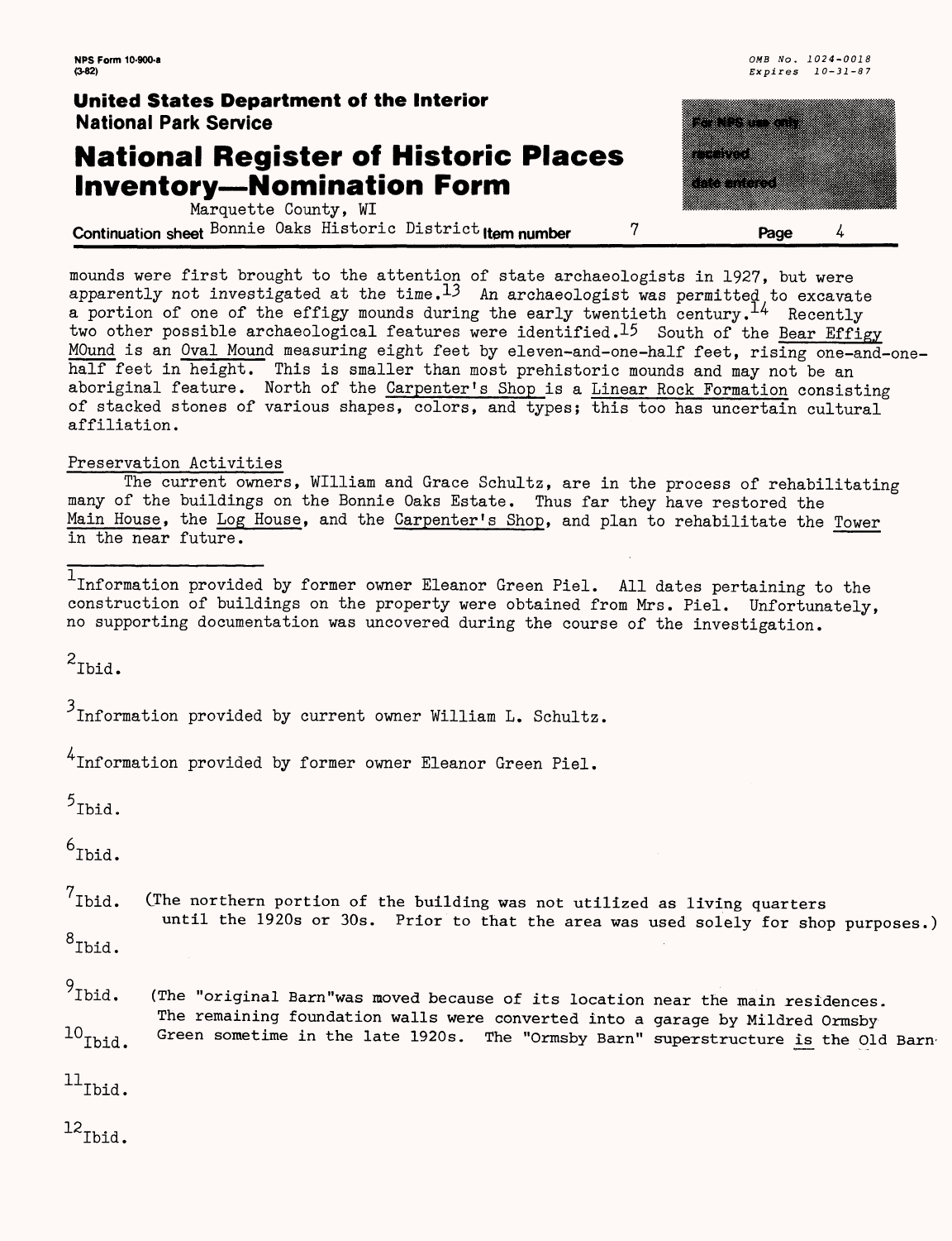mounds were first brought to the attention of state archaeologists in 1927, but were apparently not investigated at the time.[13] An archaeologist was permitted to excavate a portion of one of the effigy mounds during the early twentieth century.[14] Recently two other possible archaeological features were identified.[15] South of the Bear Effigy MOund is an Oval Mound measuring eight feet by eleven-and-one-half feet, rising one-and-one-half feet in height. This is smaller than most prehistoric mounds and may not be an aboriginal feature. North of the Carpenter's Shop is a Linear Rock Formation consisting of stacked stones of various shapes, colors, and types; this too has uncertain cultural affiliation.

Preservation Activities

The current owners, WIlliam and Grace Schultz, are in the process of rehabilitating many of the buildings on the Bonnie Oaks Estate. Thus far they have restored the Main House, the Log House, and the Carpenter's Shop, and plan to rehabilitate the Tower in the near future.

---

[1] Information provided by former owner Eleanor Green Piel. All dates pertaining to the construction of buildings on the property were obtained from Mrs. Piel. Unfortunately, no supporting documentation was uncovered during the course of the investigation.

[2] Ibid.

[3] Information provided by current owner William L. Schultz.

[4] Information provided by former owner Eleanor Green Piel.

[5] Ibid.

[6] Ibid.

[7] Ibid. (The northern portion of the building was not utilized as living quarters until the 1920s or 30s. Prior to that the area was used solely for shop purposes.)

[8] Ibid.

[9] Ibid. (The "original Barn"was moved because of its location near the main residences. The remaining foundation walls were converted into a garage by Mildred Ormsby Green sometime in the late 1920s. The "Ormsby Barn" superstructure is the Old Barn.

[10] Ibid.

[11] Ibid.

[12] Ibid.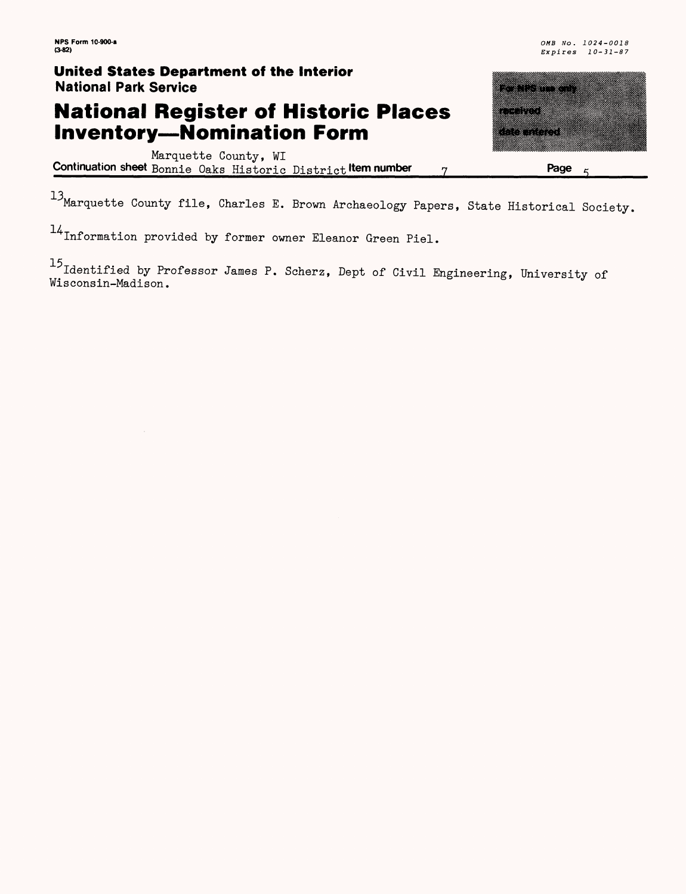[13] Marquette County file, Charles E. Brown Archaeology Papers, State Historical Society.

[14] Information provided by former owner Eleanor Green Piel.

[15] Identified by Professor James P. Scherz, Dept of Civil Engineering, University of Wisconsin-Madison.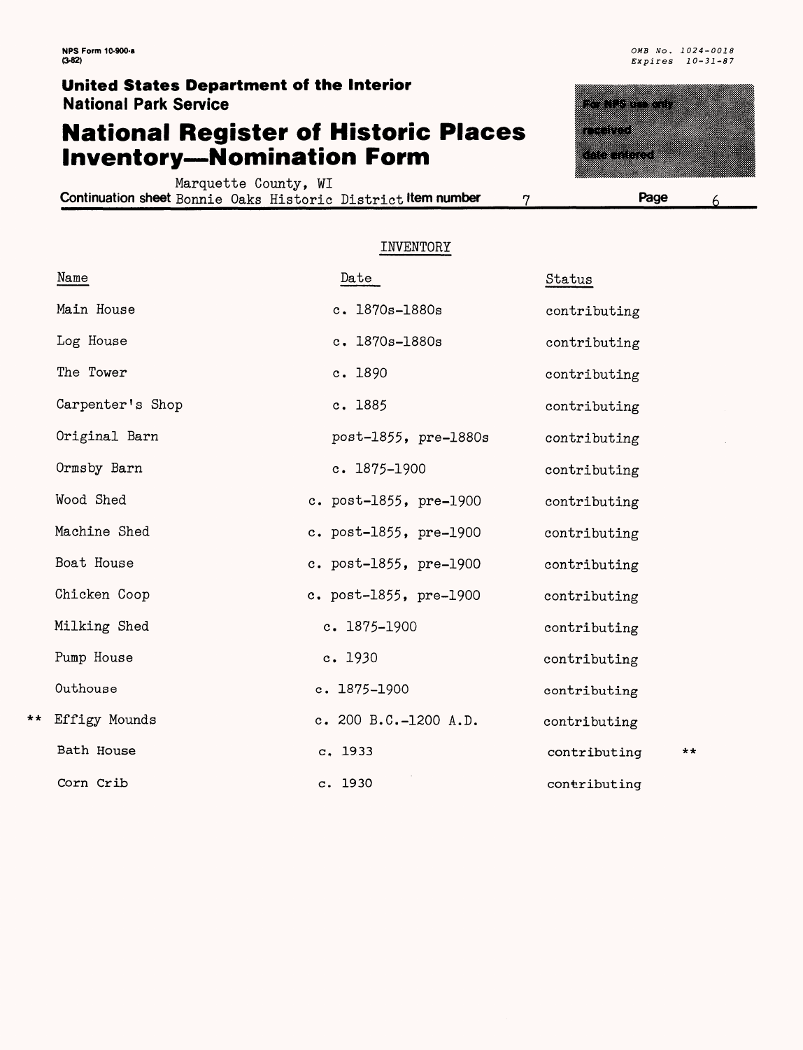Marquette County, WI
Continuation sheet Bonnie Oaks Historic District Item number 7

INVENTORY

| Name | Date | Status |
|---|---|---|
| Main House | c. 1870s-1880s | contributing |
| Log House | c. 1870s-1880s | contributing |
| The Tower | c. 1890 | contributing |
| Carpenter's Shop | c. 1885 | contributing |
| Original Barn | post-1855, pre-1880s | contributing |
| Ormsby Barn | c. 1875-1900 | contributing |
| Wood Shed | c. post-1855, pre-1900 | contributing |
| Machine Shed | c. post-1855, pre-1900 | contributing |
| Boat House | c. post-1855, pre-1900 | contributing |
| Chicken Coop | c. post-1855, pre-1900 | contributing |
| Milking Shed | c. 1875-1900 | contributing |
| Pump House | c. 1930 | contributing |
| Outhouse | c. 1875-1900 | contributing |
| ** Effigy Mounds | c. 200 B.C.-1200 A.D. | contributing |
| Bath House | c. 1933 | contributing ** |
| Corn Crib | c. 1930 | contributing |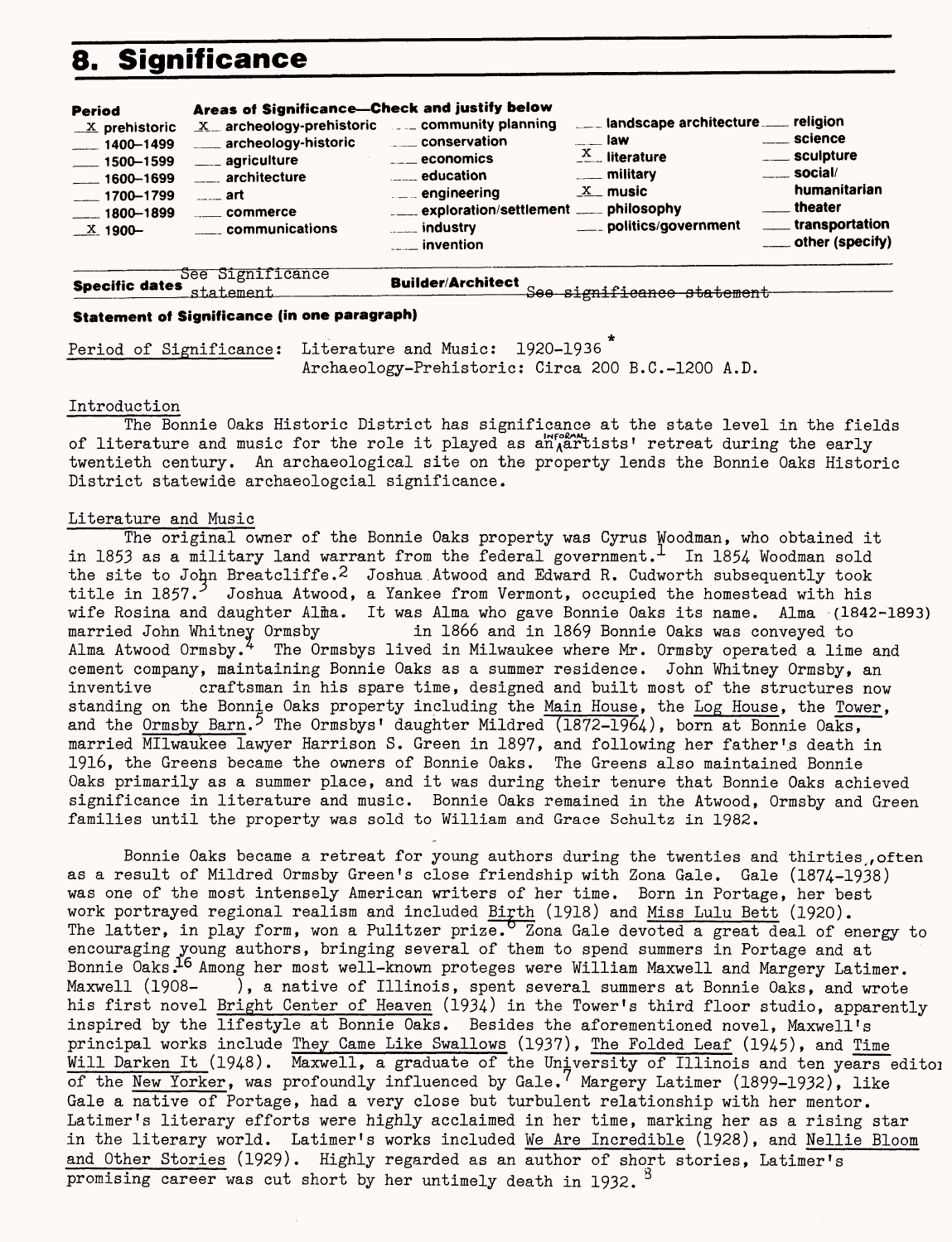# 8. Significance

**Period** / **Areas of Significance—Check and justify below**

| Period | | | | |
|---|---|---|---|---|
| X prehistoric | X archeology-prehistoric | community planning | landscape architecture | religion |
| 1400–1499 | archeology-historic | conservation | law | science |
| 1500–1599 | agriculture | economics | X literature | sculpture |
| 1600–1699 | architecture | education | military | social/humanitarian |
| 1700–1799 | art | engineering | X music | theater |
| 1800–1899 | commerce | exploration/settlement | philosophy | transportation |
| X 1900– | communications | industry | politics/government | other (specify) |
| | | invention | | |

**Specific dates** See Significance statement **Builder/Architect** ~~See significance statement~~

**Statement of Significance (in one paragraph)**

Period of Significance: Literature and Music: 1920-1936*
Archaeology-Prehistoric: Circa 200 B.C.-1200 A.D.

Introduction

The Bonnie Oaks Historic District has significance at the state level in the fields of literature and music for the role it played as an informal artists' retreat during the early twentieth century. An archaeological site on the property lends the Bonnie Oaks Historic District statewide archaeologcial significance.

Literature and Music

The original owner of the Bonnie Oaks property was Cyrus Woodman, who obtained it in 1853 as a military land warrant from the federal government.[1] In 1854 Woodman sold the site to John Breatcliffe.[2] Joshua Atwood and Edward R. Cudworth subsequently took title in 1857.[3] Joshua Atwood, a Yankee from Vermont, occupied the homestead with his wife Rosina and daughter Alma. It was Alma who gave Bonnie Oaks its name. Alma (1842-1893) married John Whitney Ormsby in 1866 and in 1869 Bonnie Oaks was conveyed to Alma Atwood Ormsby.[4] The Ormsbys lived in Milwaukee where Mr. Ormsby operated a lime and cement company, maintaining Bonnie Oaks as a summer residence. John Whitney Ormsby, an inventive craftsman in his spare time, designed and built most of the structures now standing on the Bonnie Oaks property including the Main House, the Log House, the Tower, and the Ormsby Barn.[5] The Ormsbys' daughter Mildred (1872-1964), born at Bonnie Oaks, married MIlwaukee lawyer Harrison S. Green in 1897, and following her father's death in 1916, the Greens became the owners of Bonnie Oaks. The Greens also maintained Bonnie Oaks primarily as a summer place, and it was during their tenure that Bonnie Oaks achieved significance in literature and music. Bonnie Oaks remained in the Atwood, Ormsby and Green families until the property was sold to William and Grace Schultz in 1982.

Bonnie Oaks became a retreat for young authors during the twenties and thirties, often as a result of Mildred Ormsby Green's close friendship with Zona Gale. Gale (1874-1938) was one of the most intensely American writers of her time. Born in Portage, her best work portrayed regional realism and included Birth (1918) and Miss Lulu Bett (1920). The latter, in play form, won a Pulitzer prize.[6] Zona Gale devoted a great deal of energy to encouraging young authors, bringing several of them to spend summers in Portage and at Bonnie Oaks.[16] Among her most well-known proteges were William Maxwell and Margery Latimer. Maxwell (1908- ), a native of Illinois, spent several summers at Bonnie Oaks, and wrote his first novel Bright Center of Heaven (1934) in the Tower's third floor studio, apparently inspired by the lifestyle at Bonnie Oaks. Besides the aforementioned novel, Maxwell's principal works include They Came Like Swallows (1937), The Folded Leaf (1945), and Time Will Darken It (1948). Maxwell, a graduate of the University of Illinois and ten years editor of the New Yorker, was profoundly influenced by Gale.[7] Margery Latimer (1899-1932), like Gale a native of Portage, had a very close but turbulent relationship with her mentor. Latimer's literary efforts were highly acclaimed in her time, marking her as a rising star in the literary world. Latimer's works included We Are Incredible (1928), and Nellie Bloom and Other Stories (1929). Highly regarded as an author of short stories, Latimer's promising career was cut short by her untimely death in 1932.[8]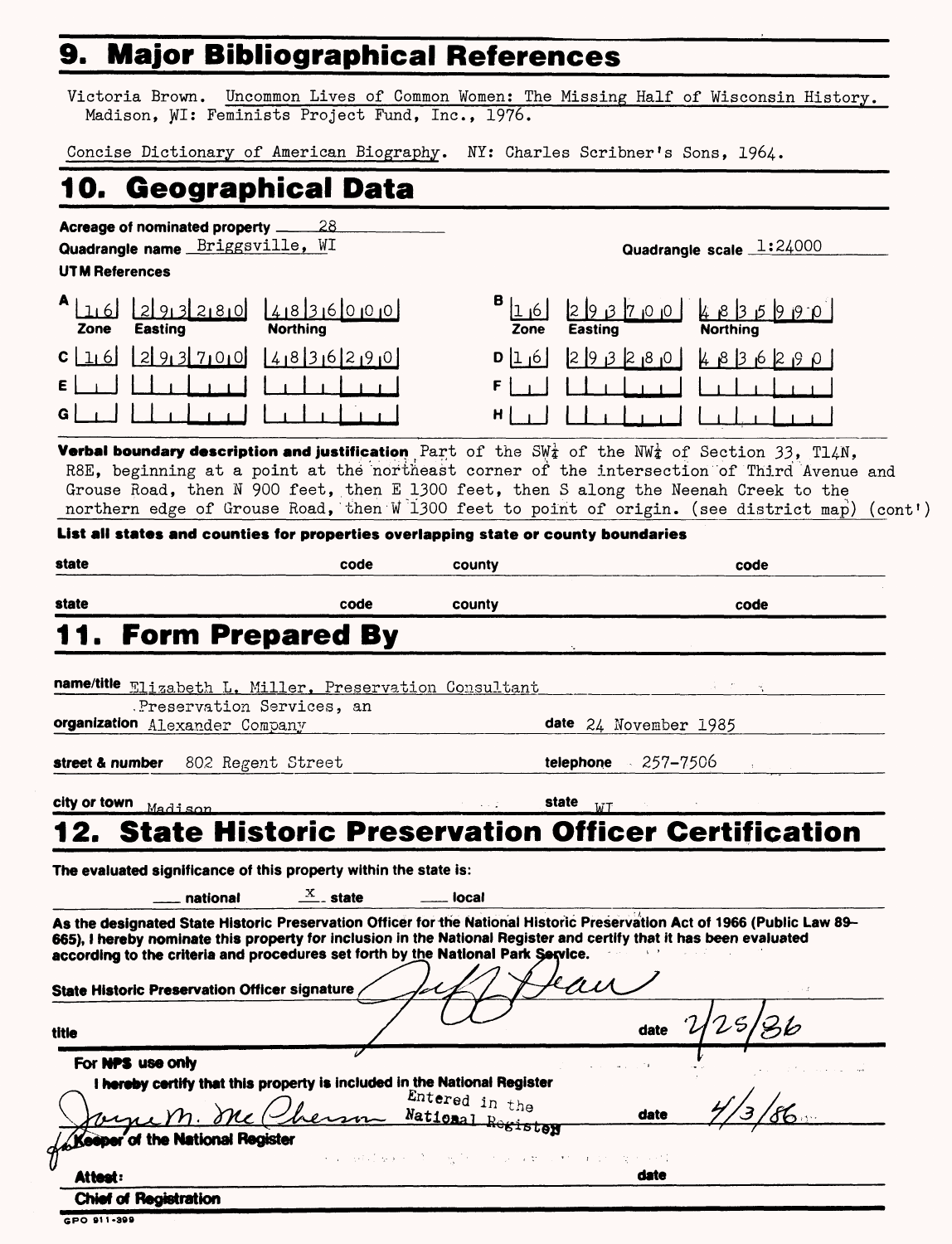## 9. Major Bibliographical References

Victoria Brown. Uncommon Lives of Common Women: The Missing Half of Wisconsin History. Madison, WI: Feminists Project Fund, Inc., 1976.

Concise Dictionary of American Biography. NY: Charles Scribner's Sons, 1964.

## 10. Geographical Data

**Acreage of nominated property** 28

**Quadrangle name** Briggsville, WI

**Quadrangle scale** 1:24000

**UTM References**

| | Zone | Easting | Northing | | Zone | Easting | Northing |
|---|---|---|---|---|---|---|---|
| A | 16 | 293280 | 4836000 | B | 16 | 293700 | 4835990 |
| C | 16 | 293700 | 4836290 | D | 16 | 293280 | 4836290 |
| E | | | | F | | | |
| G | | | | H | | | |

**Verbal boundary description and justification** Part of the SW¼ of the NW¼ of Section 33, T14N, R8E, beginning at a point at the northeast corner of the intersection of Third Avenue and Grouse Road, then N 900 feet, then E 1300 feet, then S along the Neenah Creek to the northern edge of Grouse Road, then W 1300 feet to point of origin. (see district map) (cont')

**List all states and counties for properties overlapping state or county boundaries**

| state | code | county | code |
|---|---|---|---|
| | | | |
| | | | |

## 11. Form Prepared By

**name/title** Elizabeth L. Miller, Preservation Consultant

**organization** Preservation Services, an Alexander Company **date** 24 November 1985

**street & number** 802 Regent Street **telephone** 257-7506

**city or town** Madison **state** WI

## 12. State Historic Preservation Officer Certification

**The evaluated significance of this property within the state is:**

___ national  X state  ___ local

**As the designated State Historic Preservation Officer for the National Historic Preservation Act of 1966 (Public Law 89-665), I hereby nominate this property for inclusion in the National Register and certify that it has been evaluated according to the criteria and procedures set forth by the National Park Service.**

**State Historic Preservation Officer signature** Jeff Dean

**title** **date** 2/25/86

**For NPS use only**

**I hereby certify that this property is included in the National Register**

Joyce M. McPherson Entered in the National Register **date** 4/3/86

**Keeper of the National Register**

**Attest:** **date**

**Chief of Registration**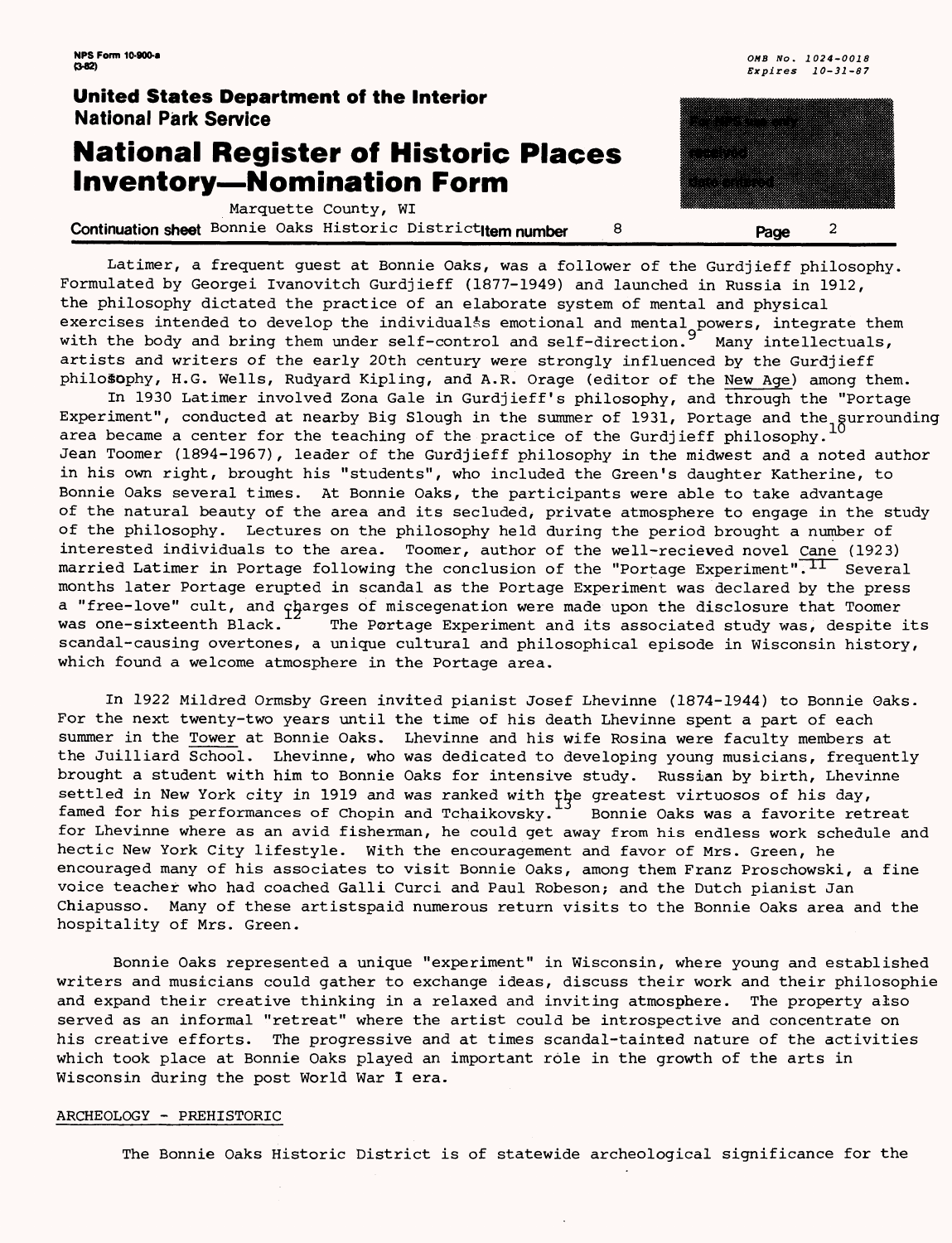Latimer, a frequent guest at Bonnie Oaks, was a follower of the Gurdjieff philosophy. Formulated by Georgei Ivanovitch Gurdjieff (1877-1949) and launched in Russia in 1912, the philosophy dictated the practice of an elaborate system of mental and physical exercises intended to develop the individual's emotional and mental powers, integrate them with the body and bring them under self-control and self-direction.[9] Many intellectuals, artists and writers of the early 20th century were strongly influenced by the Gurdjieff philosophy, H.G. Wells, Rudyard Kipling, and A.R. Orage (editor of the New Age) among them.

In 1930 Latimer involved Zona Gale in Gurdjieff's philosophy, and through the "Portage Experiment", conducted at nearby Big Slough in the summer of 1931, Portage and the surrounding area became a center for the teaching of the practice of the Gurdjieff philosophy.[10] Jean Toomer (1894-1967), leader of the Gurdjieff philosophy in the midwest and a noted author in his own right, brought his "students", who included the Green's daughter Katherine, to Bonnie Oaks several times. At Bonnie Oaks, the participants were able to take advantage of the natural beauty of the area and its secluded, private atmosphere to engage in the study of the philosophy. Lectures on the philosophy held during the period brought a number of interested individuals to the area. Toomer, author of the well-recieved novel Cane (1923) married Latimer in Portage following the conclusion of the "Portage Experiment".[11] Several months later Portage erupted in scandal as the Portage Experiment was declared by the press a "free-love" cult, and charges of miscegenation were made upon the disclosure that Toomer was one-sixteenth Black.[12] The Portage Experiment and its associated study was, despite its scandal-causing overtones, a unique cultural and philosophical episode in Wisconsin history, which found a welcome atmosphere in the Portage area.

In 1922 Mildred Ormsby Green invited pianist Josef Lhevinne (1874-1944) to Bonnie Oaks. For the next twenty-two years until the time of his death Lhevinne spent a part of each summer in the Tower at Bonnie Oaks. Lhevinne and his wife Rosina were faculty members at the Juilliard School. Lhevinne, who was dedicated to developing young musicians, frequently brought a student with him to Bonnie Oaks for intensive study. Russian by birth, Lhevinne settled in New York city in 1919 and was ranked with the greatest virtuosos of his day, famed for his performances of Chopin and Tchaikovsky.[13] Bonnie Oaks was a favorite retreat for Lhevinne where as an avid fisherman, he could get away from his endless work schedule and hectic New York City lifestyle. With the encouragement and favor of Mrs. Green, he encouraged many of his associates to visit Bonnie Oaks, among them Franz Proschowski, a fine voice teacher who had coached Galli Curci and Paul Robeson; and the Dutch pianist Jan Chiapusso. Many of these artistspaid numerous return visits to the Bonnie Oaks area and the hospitality of Mrs. Green.

Bonnie Oaks represented a unique "experiment" in Wisconsin, where young and established writers and musicians could gather to exchange ideas, discuss their work and their philosophie and expand their creative thinking in a relaxed and inviting atmosphere. The property also served as an informal "retreat" where the artist could be introspective and concentrate on his creative efforts. The progressive and at times scandal-tainted nature of the activities which took place at Bonnie Oaks played an important role in the growth of the arts in Wisconsin during the post World War I era.

ARCHEOLOGY - PREHISTORIC

The Bonnie Oaks Historic District is of statewide archeological significance for the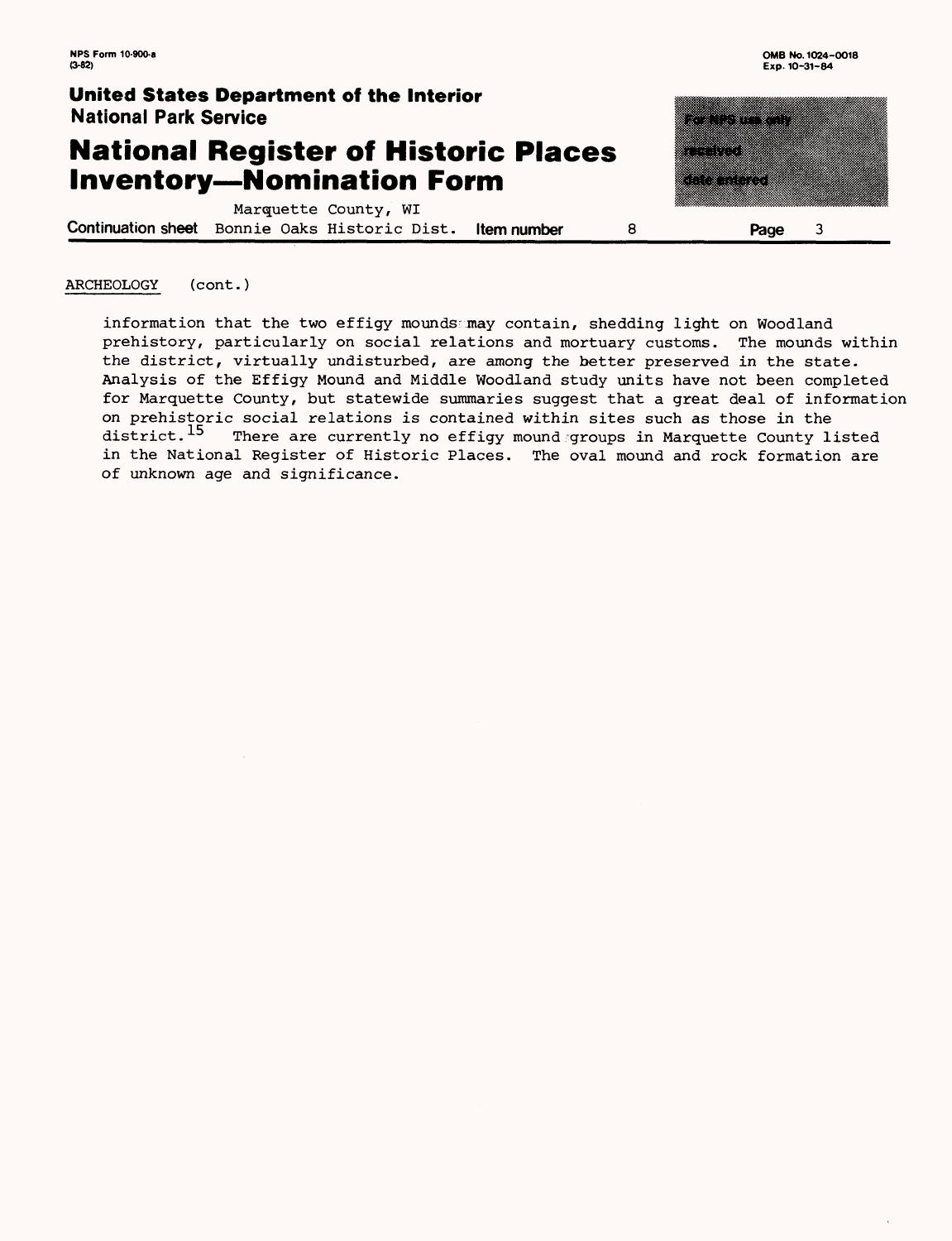ARCHEOLOGY (cont.)

information that the two effigy mounds may contain, shedding light on Woodland prehistory, particularly on social relations and mortuary customs. The mounds within the district, virtually undisturbed, are among the better preserved in the state. Analysis of the Effigy Mound and Middle Woodland study units have not been completed for Marquette County, but statewide summaries suggest that a great deal of information on prehistoric social relations is contained within sites such as those in the district.[15] There are currently no effigy mound groups in Marquette County listed in the National Register of Historic Places. The oval mound and rock formation are of unknown age and significance.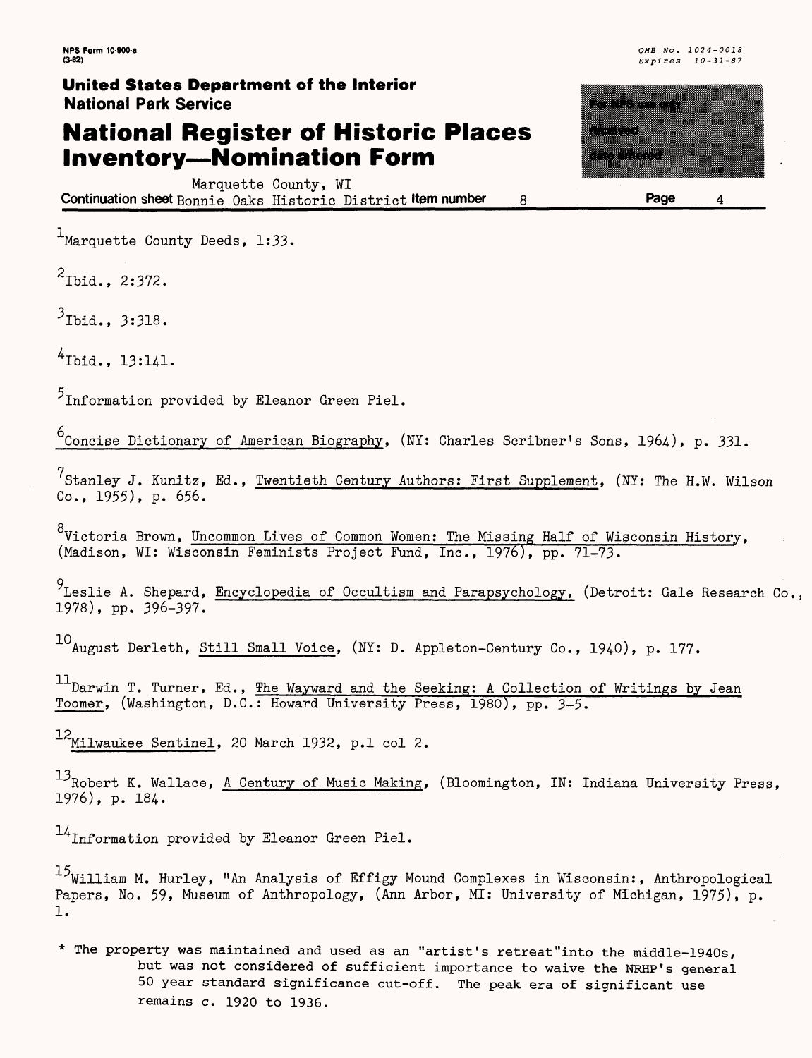Marquette County, WI
Continuation sheet Bonnie Oaks Historic District Item number 8 Page 4

[1]Marquette County Deeds, 1:33.

[2]Ibid., 2:372.

[3]Ibid., 3:318.

[4]Ibid., 13:141.

[5]Information provided by Eleanor Green Piel.

[6]Concise Dictionary of American Biography, (NY: Charles Scribner's Sons, 1964), p. 331.

[7]Stanley J. Kunitz, Ed., Twentieth Century Authors: First Supplement, (NY: The H.W. Wilson Co., 1955), p. 656.

[8]Victoria Brown, Uncommon Lives of Common Women: The Missing Half of Wisconsin History, (Madison, WI: Wisconsin Feminists Project Fund, Inc., 1976), pp. 71-73.

[9]Leslie A. Shepard, Encyclopedia of Occultism and Parapsychology, (Detroit: Gale Research Co., 1978), pp. 396-397.

[10]August Derleth, Still Small Voice, (NY: D. Appleton-Century Co., 1940), p. 177.

[11]Darwin T. Turner, Ed., The Wayward and the Seeking: A Collection of Writings by Jean Toomer, (Washington, D.C.: Howard University Press, 1980), pp. 3-5.

[12]Milwaukee Sentinel, 20 March 1932, p.1 col 2.

[13]Robert K. Wallace, A Century of Music Making, (Bloomington, IN: Indiana University Press, 1976), p. 184.

[14]Information provided by Eleanor Green Piel.

[15]William M. Hurley, "An Analysis of Effigy Mound Complexes in Wisconsin:, Anthropological Papers, No. 59, Museum of Anthropology, (Ann Arbor, MI: University of Michigan, 1975), p. 1.

* The property was maintained and used as an "artist's retreat"into the middle-1940s, but was not considered of sufficient importance to waive the NRHP's general 50 year standard significance cut-off. The peak era of significant use remains c. 1920 to 1936.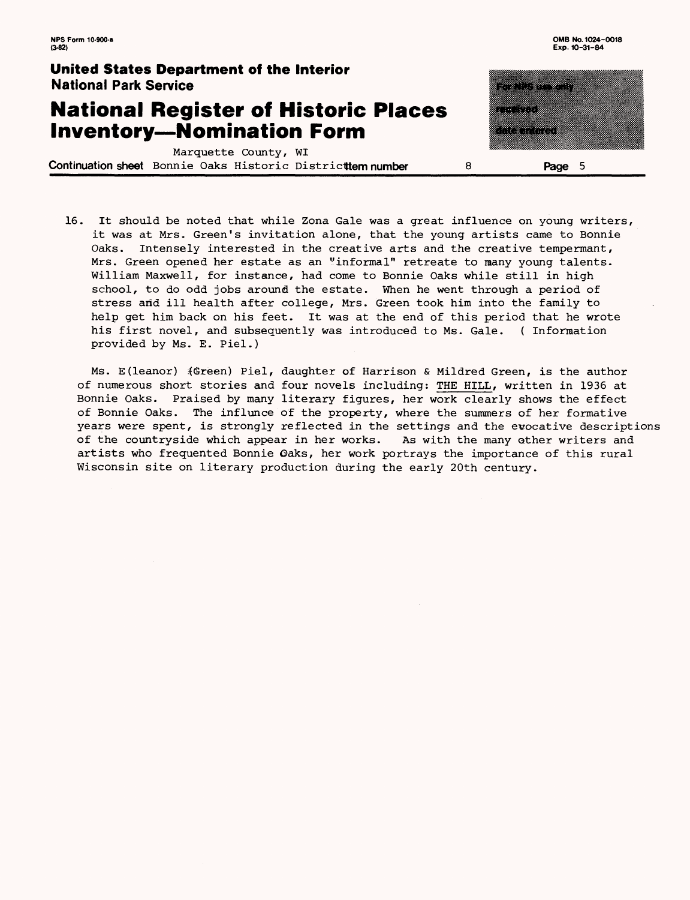16. It should be noted that while Zona Gale was a great influence on young writers, it was at Mrs. Green's invitation alone, that the young artists came to Bonnie Oaks. Intensely interested in the creative arts and the creative tempermant, Mrs. Green opened her estate as an "informal" retreate to many young talents. William Maxwell, for instance, had come to Bonnie Oaks while still in high school, to do odd jobs around the estate. When he went through a period of stress and ill health after college, Mrs. Green took him into the family to help get him back on his feet. It was at the end of this period that he wrote his first novel, and subsequently was introduced to Ms. Gale. ( Information provided by Ms. E. Piel.)

Ms. E(leanor) (Green) Piel, daughter of Harrison & Mildred Green, is the author of numerous short stories and four novels including: THE HILL, written in 1936 at Bonnie Oaks. Praised by many literary figures, her work clearly shows the effect of Bonnie Oaks. The influnce of the property, where the summers of her formative years were spent, is strongly reflected in the settings and the evocative descriptions of the countryside which appear in her works. As with the many other writers and artists who frequented Bonnie Oaks, her work portrays the importance of this rural Wisconsin site on literary production during the early 20th century.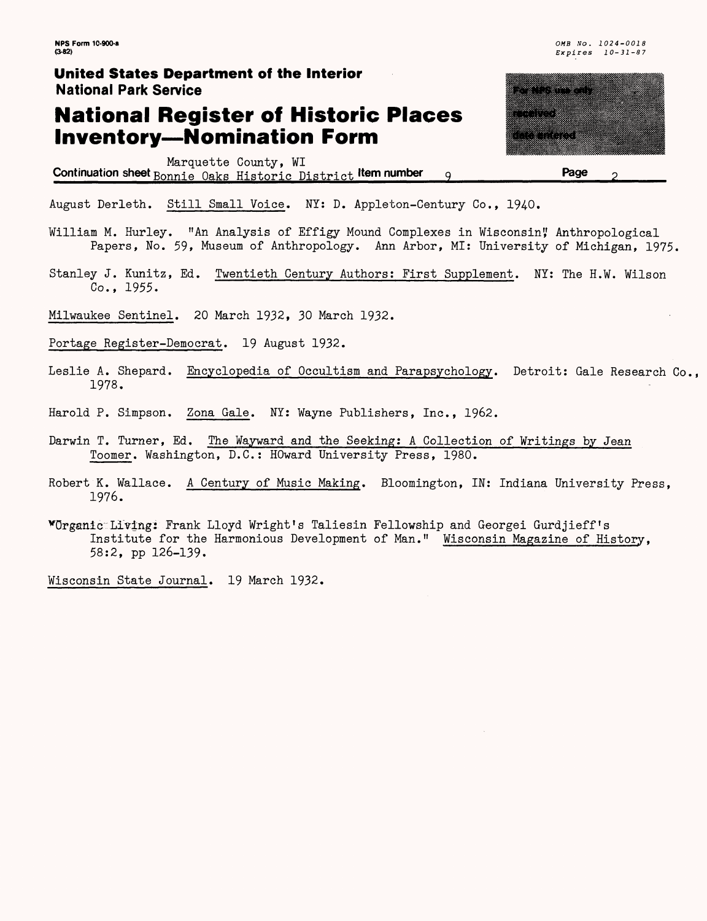Marquette County, WI
Continuation sheet Bonnie Oaks Historic District Item number 9 Page 2

August Derleth. Still Small Voice. NY: D. Appleton-Century Co., 1940.

William M. Hurley. "An Analysis of Effigy Mound Complexes in Wisconsin" Anthropological Papers, No. 59, Museum of Anthropology. Ann Arbor, MI: University of Michigan, 1975.

Stanley J. Kunitz, Ed. Twentieth Century Authors: First Supplement. NY: The H.W. Wilson Co., 1955.

Milwaukee Sentinel. 20 March 1932, 30 March 1932.

Portage Register-Democrat. 19 August 1932.

Leslie A. Shepard. Encyclopedia of Occultism and Parapsychology. Detroit: Gale Research Co., 1978.

Harold P. Simpson. Zona Gale. NY: Wayne Publishers, Inc., 1962.

Darwin T. Turner, Ed. The Wayward and the Seeking: A Collection of Writings by Jean Toomer. Washington, D.C.: HOward University Press, 1980.

Robert K. Wallace. A Century of Music Making. Bloomington, IN: Indiana University Press, 1976.

"Organic Living: Frank Lloyd Wright's Taliesin Fellowship and Georgei Gurdjieff's Institute for the Harmonious Development of Man." Wisconsin Magazine of History, 58:2, pp 126-139.

Wisconsin State Journal. 19 March 1932.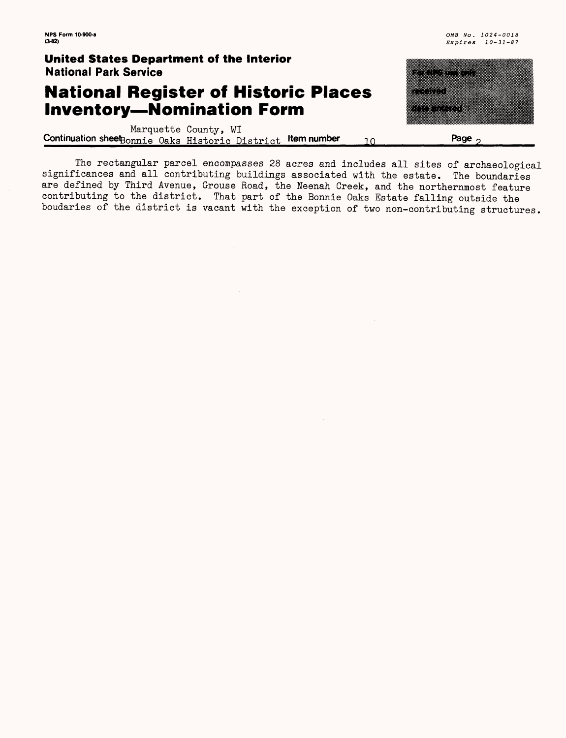NPS Form 10-900-a
(3-82)

OMB No. 1024-0018
Expires 10-31-87

**United States Department of the Interior**
**National Park Service**

# National Register of Historic Places Inventory—Nomination Form

For NPS use only
received
date entered

Marquette County, WI
**Continuation sheet** Bonnie Oaks Historic District **Item number** 10 **Page** 2

The rectangular parcel encompasses 28 acres and includes all sites of archaeological significances and all contributing buildings associated with the estate. The boundaries are defined by Third Avenue, Grouse Road, the Neenah Creek, and the northernmost feature contributing to the district. That part of the Bonnie Oaks Estate falling outside the boudaries of the district is vacant with the exception of two non-contributing structures.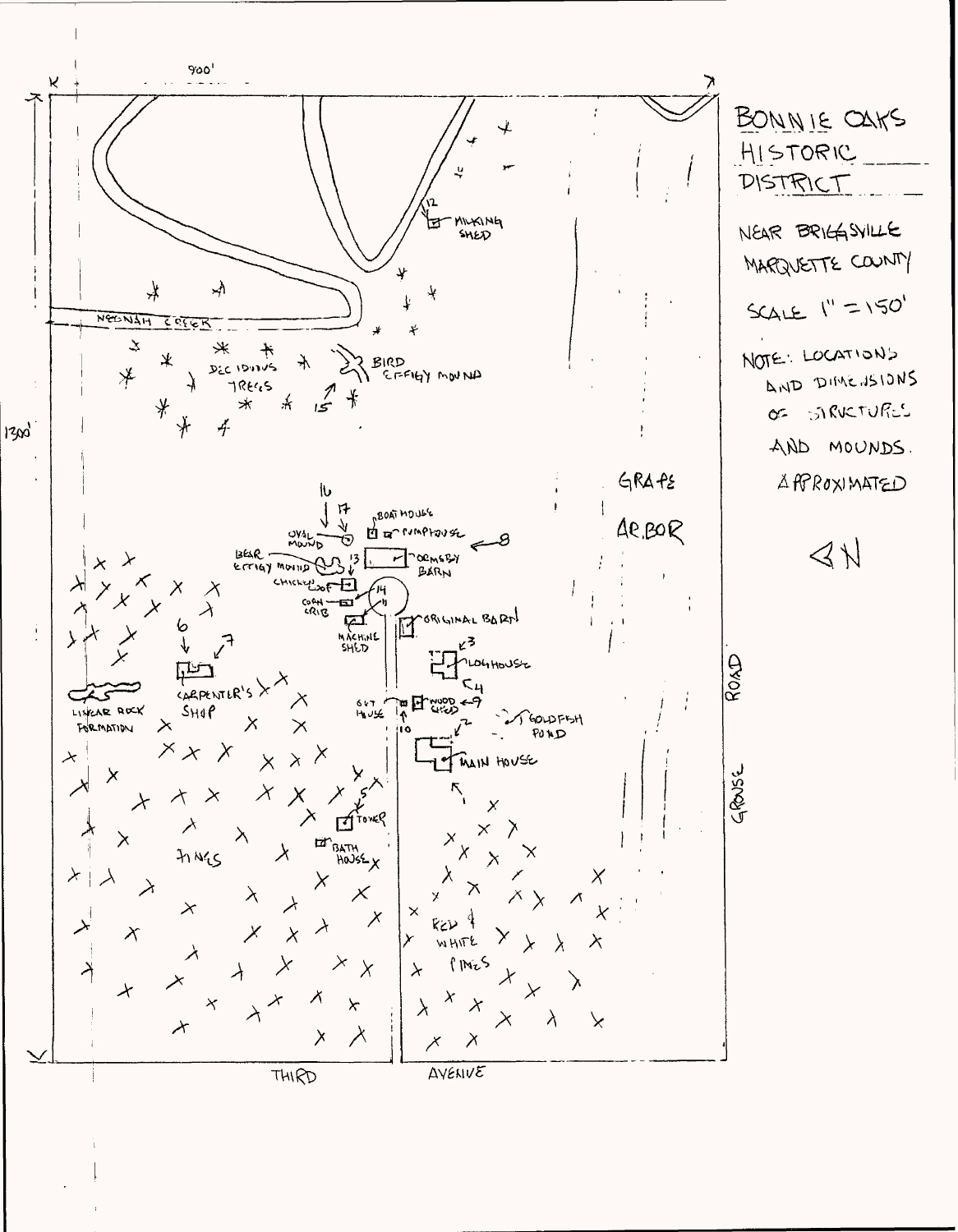# BONNIE OAKS HISTORIC DISTRICT

NEAR BRIGGSVILLE
MARQUETTE COUNTY

SCALE 1" = 150'

NOTE: LOCATIONS AND DIMENSIONS OF STRUCTURES AND MOUNDS APPROXIMATED

N

900'

1300'

NEENAH CREEK

12 MILKING SHED

DECIDUOUS TREES

BIRD EFFIGY MOUND

15

16

17

BOATHOUSE

PUMPHOUSE

8

OVAL MOUND

BEAR EFFIGY MOUND

13

ORMSBY BARN

CHICKEN COOP

14

11

CORN CRIB

ORIGINAL BARN

MACHINE SHED

3

LOGHOUSE

4

6

7

CARPENTER'S SHOP

LINEAR ROCK FORMATION

OUT HOUSE

WOOD SHED

9

10

2

GOLDFISH POND

MAIN HOUSE

1

5

TOWER

BATH HOUSE

PINES

RED & WHITE PINES

GRAPE ARBOR

GROUSE ROAD

THIRD AVENUE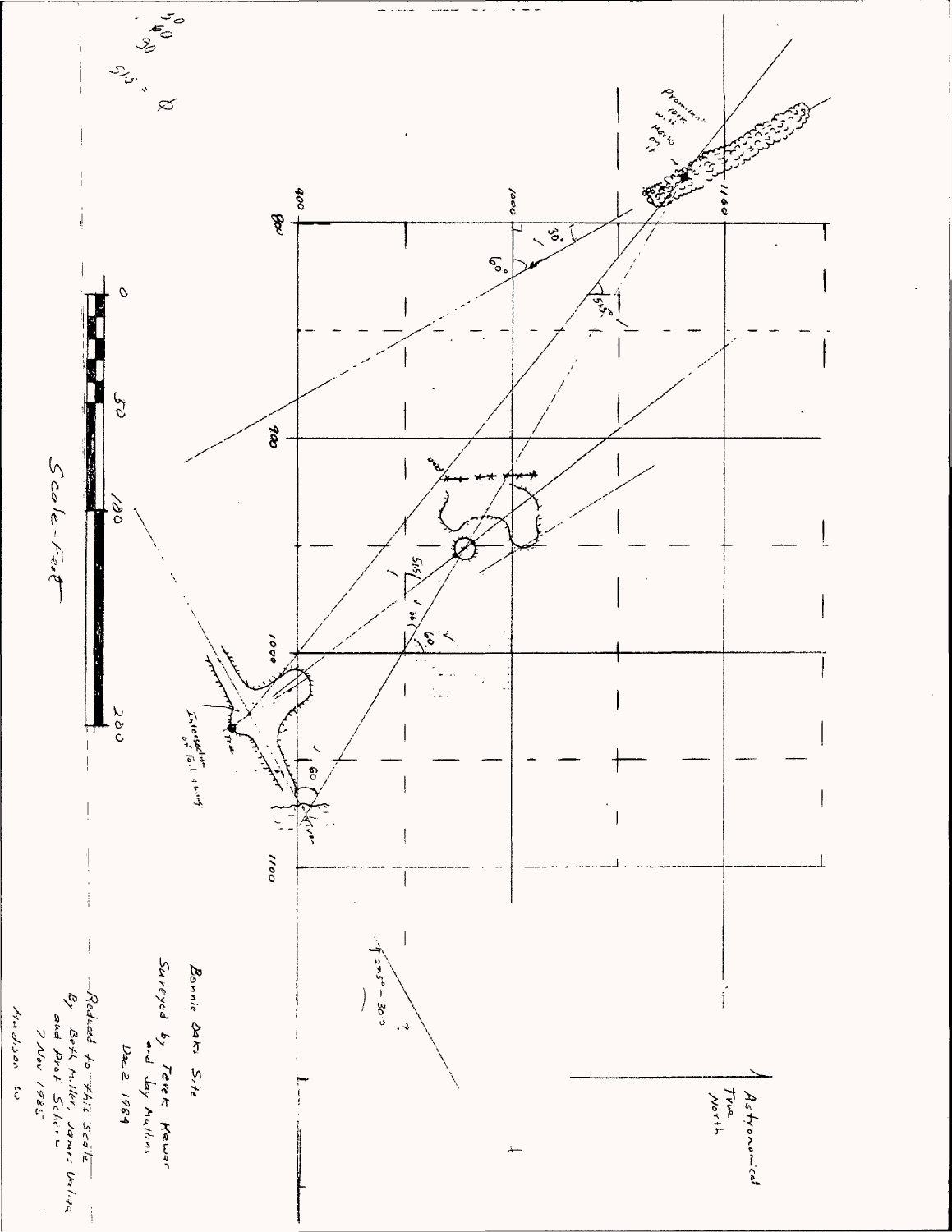Bonnie Oaks Site

Surveyed by Terek Kawar and Jay Mullins

Dec 2 1984

Reduced to this scale By Beth Miller, James Unlaw and Prof Scherz

7 Nov 1985

Madison WI

Astronomical True North

Scale - Feet

0 50 100 200

Prominent rock

1100

1000

900

800

400

1000

1100

30°

60°

51.5°

51.5

30

60

60

Intersection of tail strings

Tree

275° - 30.0 ?

51.5 = ∅